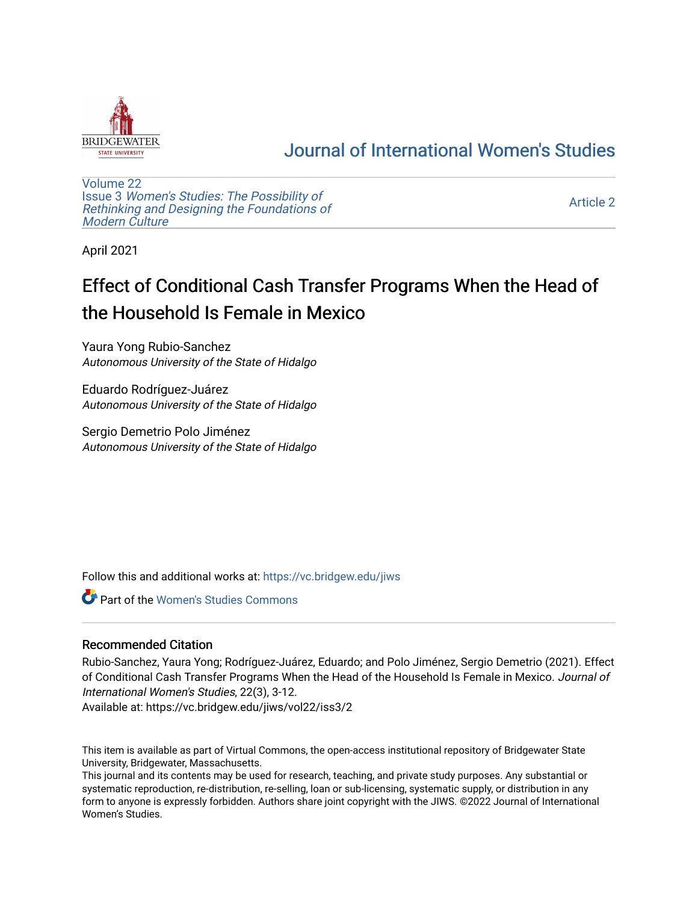# Journal of International Women's Studies

Volume 22
Issue 3 *Women's Studies: The Possibility of Rethinking and Designing the Foundations of Modern Culture*

Article 2

April 2021

# Effect of Conditional Cash Transfer Programs When the Head of the Household Is Female in Mexico

Yaura Yong Rubio-Sanchez
*Autonomous University of the State of Hidalgo*

Eduardo Rodríguez-Juárez
*Autonomous University of the State of Hidalgo*

Sergio Demetrio Polo Jiménez
*Autonomous University of the State of Hidalgo*

Follow this and additional works at: https://vc.bridgew.edu/jiws

Part of the Women's Studies Commons

## Recommended Citation

Rubio-Sanchez, Yaura Yong; Rodríguez-Juárez, Eduardo; and Polo Jiménez, Sergio Demetrio (2021). Effect of Conditional Cash Transfer Programs When the Head of the Household Is Female in Mexico. *Journal of International Women's Studies*, 22(3), 3-12.
Available at: https://vc.bridgew.edu/jiws/vol22/iss3/2

This item is available as part of Virtual Commons, the open-access institutional repository of Bridgewater State University, Bridgewater, Massachusetts.
This journal and its contents may be used for research, teaching, and private study purposes. Any substantial or systematic reproduction, re-distribution, re-selling, loan or sub-licensing, systematic supply, or distribution in any form to anyone is expressly forbidden. Authors share joint copyright with the JIWS. ©2022 Journal of International Women's Studies.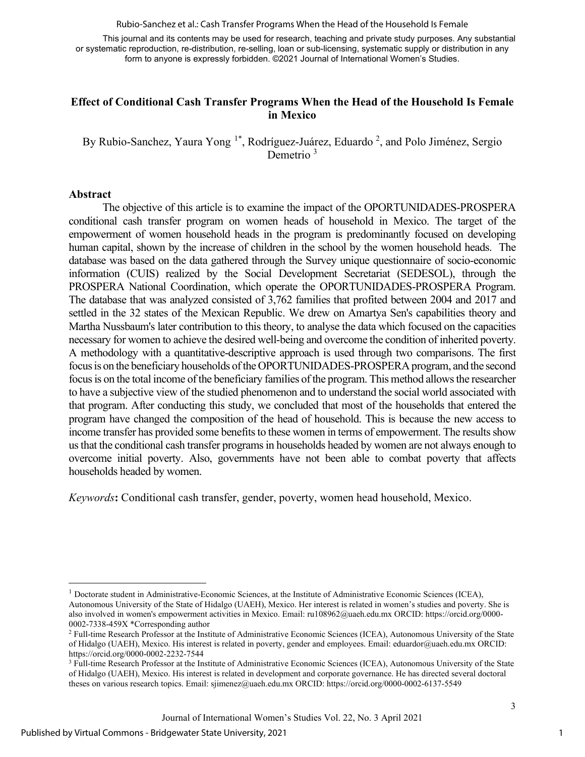This journal and its contents may be used for research, teaching and private study purposes. Any substantial or systematic reproduction, re-distribution, re-selling, loan or sub-licensing, systematic supply or distribution in any form to anyone is expressly forbidden. ©2021 Journal of International Women's Studies.

# Effect of Conditional Cash Transfer Programs When the Head of the Household Is Female in Mexico

By Rubio-Sanchez, Yaura Yong [1*], Rodríguez-Juárez, Eduardo [2], and Polo Jiménez, Sergio Demetrio [3]

## Abstract

The objective of this article is to examine the impact of the OPORTUNIDADES-PROSPERA conditional cash transfer program on women heads of household in Mexico. The target of the empowerment of women household heads in the program is predominantly focused on developing human capital, shown by the increase of children in the school by the women household heads. The database was based on the data gathered through the Survey unique questionnaire of socio-economic information (CUIS) realized by the Social Development Secretariat (SEDESOL), through the PROSPERA National Coordination, which operate the OPORTUNIDADES-PROSPERA Program. The database that was analyzed consisted of 3,762 families that profited between 2004 and 2017 and settled in the 32 states of the Mexican Republic. We drew on Amartya Sen's capabilities theory and Martha Nussbaum's later contribution to this theory, to analyse the data which focused on the capacities necessary for women to achieve the desired well-being and overcome the condition of inherited poverty. A methodology with a quantitative-descriptive approach is used through two comparisons. The first focus is on the beneficiary households of the OPORTUNIDADES-PROSPERA program, and the second focus is on the total income of the beneficiary families of the program. This method allows the researcher to have a subjective view of the studied phenomenon and to understand the social world associated with that program. After conducting this study, we concluded that most of the households that entered the program have changed the composition of the head of household. This is because the new access to income transfer has provided some benefits to these women in terms of empowerment. The results show us that the conditional cash transfer programs in households headed by women are not always enough to overcome initial poverty. Also, governments have not been able to combat poverty that affects households headed by women.

*Keywords*: Conditional cash transfer, gender, poverty, women head household, Mexico.

---

[1] Doctorate student in Administrative-Economic Sciences, at the Institute of Administrative Economic Sciences (ICEA), Autonomous University of the State of Hidalgo (UAEH), Mexico. Her interest is related in women's studies and poverty. She is also involved in women's empowerment activities in Mexico. Email: ru108962@uaeh.edu.mx ORCID: https://orcid.org/0000-0002-7338-459X *Corresponding author

[2] Full-time Research Professor at the Institute of Administrative Economic Sciences (ICEA), Autonomous University of the State of Hidalgo (UAEH), Mexico. His interest is related in poverty, gender and employees. Email: eduardor@uaeh.edu.mx ORCID: https://orcid.org/0000-0002-2232-7544

[3] Full-time Research Professor at the Institute of Administrative Economic Sciences (ICEA), Autonomous University of the State of Hidalgo (UAEH), Mexico. His interest is related in development and corporate governance. He has directed several doctoral theses on various research topics. Email: sjimenez@uaeh.edu.mx ORCID: https://orcid.org/0000-0002-6137-5549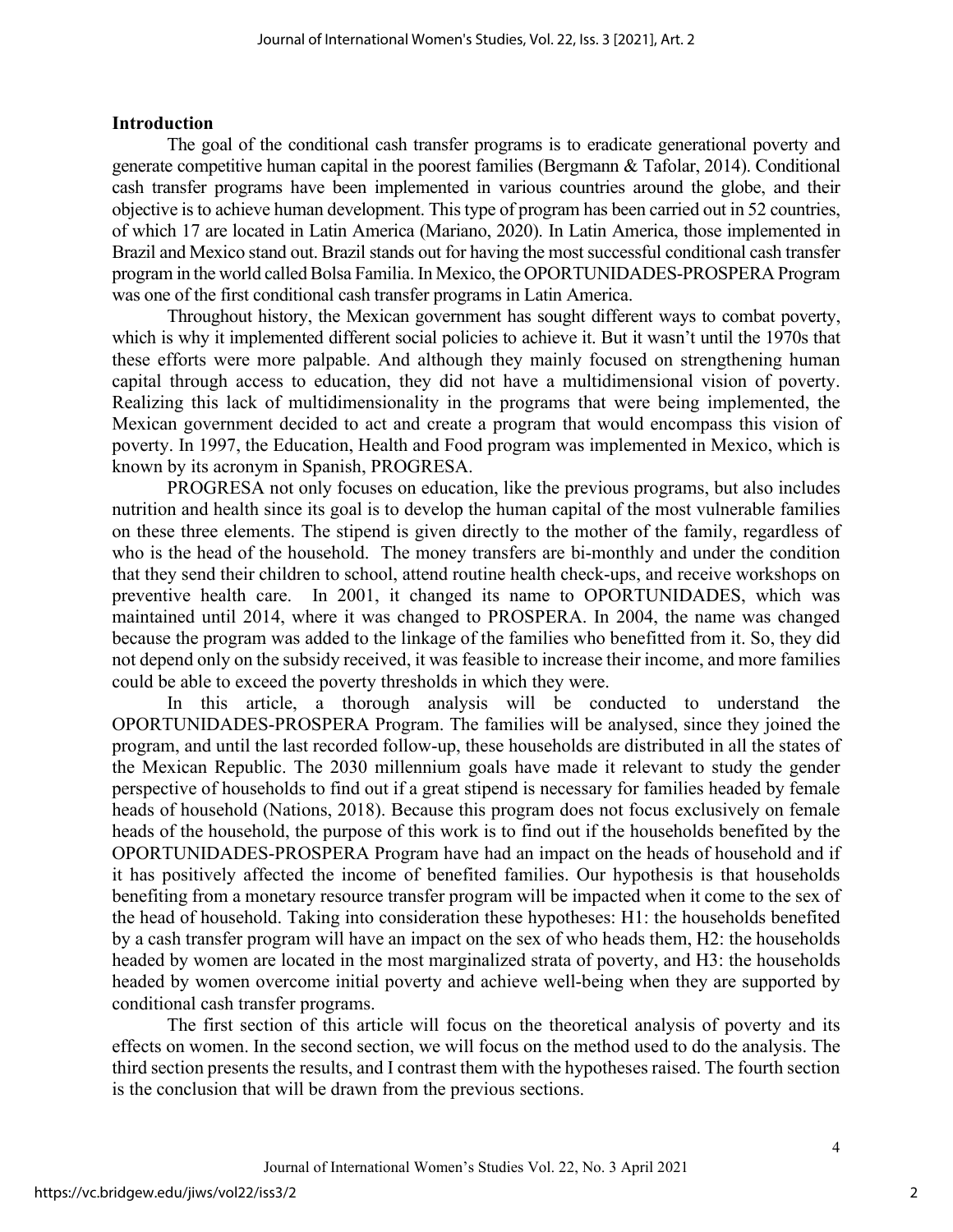## Introduction

The goal of the conditional cash transfer programs is to eradicate generational poverty and generate competitive human capital in the poorest families (Bergmann & Tafolar, 2014). Conditional cash transfer programs have been implemented in various countries around the globe, and their objective is to achieve human development. This type of program has been carried out in 52 countries, of which 17 are located in Latin America (Mariano, 2020). In Latin America, those implemented in Brazil and Mexico stand out. Brazil stands out for having the most successful conditional cash transfer program in the world called Bolsa Familia. In Mexico, the OPORTUNIDADES-PROSPERA Program was one of the first conditional cash transfer programs in Latin America.

Throughout history, the Mexican government has sought different ways to combat poverty, which is why it implemented different social policies to achieve it. But it wasn't until the 1970s that these efforts were more palpable. And although they mainly focused on strengthening human capital through access to education, they did not have a multidimensional vision of poverty. Realizing this lack of multidimensionality in the programs that were being implemented, the Mexican government decided to act and create a program that would encompass this vision of poverty. In 1997, the Education, Health and Food program was implemented in Mexico, which is known by its acronym in Spanish, PROGRESA.

PROGRESA not only focuses on education, like the previous programs, but also includes nutrition and health since its goal is to develop the human capital of the most vulnerable families on these three elements. The stipend is given directly to the mother of the family, regardless of who is the head of the household. The money transfers are bi-monthly and under the condition that they send their children to school, attend routine health check-ups, and receive workshops on preventive health care. In 2001, it changed its name to OPORTUNIDADES, which was maintained until 2014, where it was changed to PROSPERA. In 2004, the name was changed because the program was added to the linkage of the families who benefitted from it. So, they did not depend only on the subsidy received, it was feasible to increase their income, and more families could be able to exceed the poverty thresholds in which they were.

In this article, a thorough analysis will be conducted to understand the OPORTUNIDADES-PROSPERA Program. The families will be analysed, since they joined the program, and until the last recorded follow-up, these households are distributed in all the states of the Mexican Republic. The 2030 millennium goals have made it relevant to study the gender perspective of households to find out if a great stipend is necessary for families headed by female heads of household (Nations, 2018). Because this program does not focus exclusively on female heads of the household, the purpose of this work is to find out if the households benefited by the OPORTUNIDADES-PROSPERA Program have had an impact on the heads of household and if it has positively affected the income of benefited families. Our hypothesis is that households benefiting from a monetary resource transfer program will be impacted when it come to the sex of the head of household. Taking into consideration these hypotheses: H1: the households benefited by a cash transfer program will have an impact on the sex of who heads them, H2: the households headed by women are located in the most marginalized strata of poverty, and H3: the households headed by women overcome initial poverty and achieve well-being when they are supported by conditional cash transfer programs.

The first section of this article will focus on the theoretical analysis of poverty and its effects on women. In the second section, we will focus on the method used to do the analysis. The third section presents the results, and I contrast them with the hypotheses raised. The fourth section is the conclusion that will be drawn from the previous sections.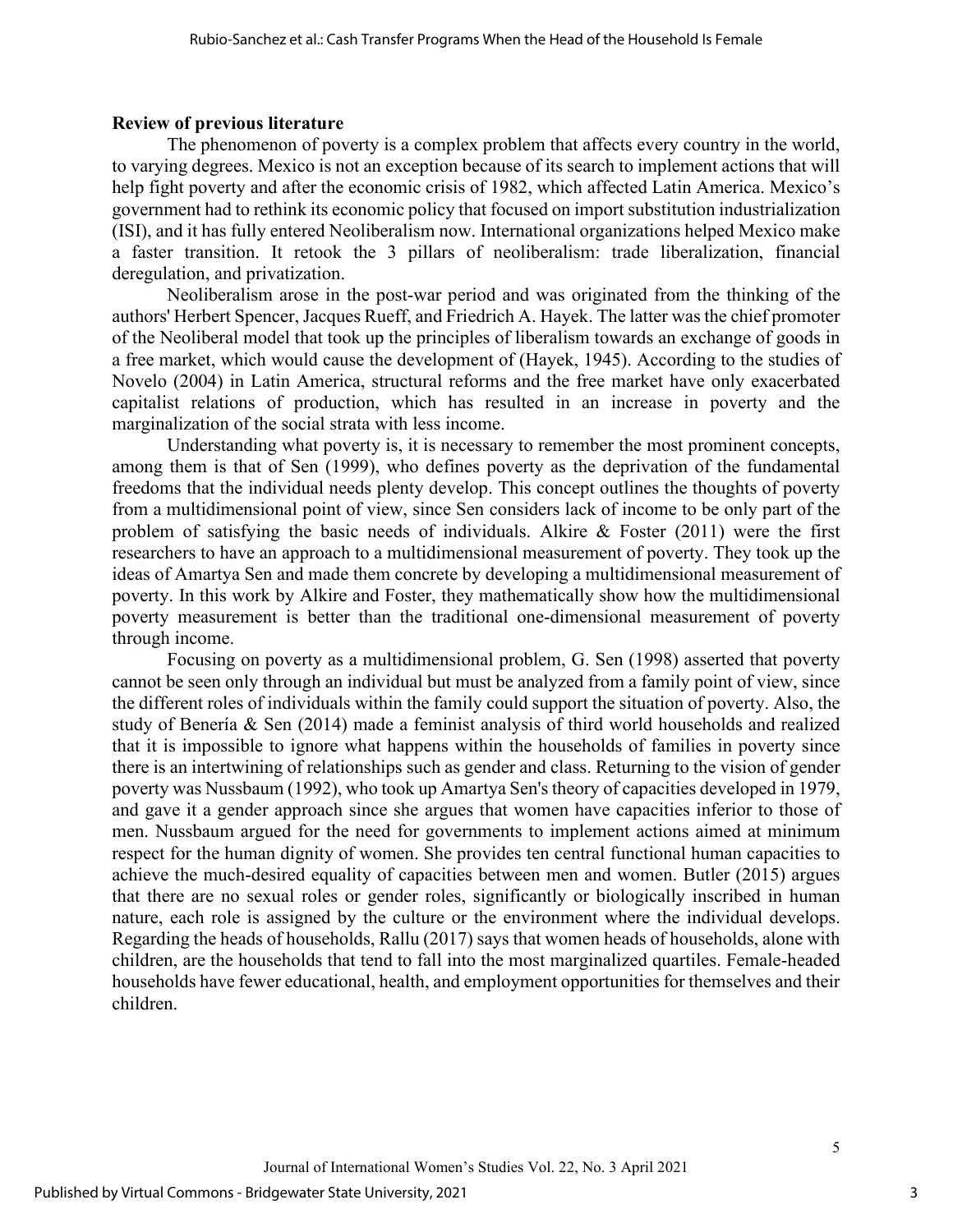## Review of previous literature

The phenomenon of poverty is a complex problem that affects every country in the world, to varying degrees. Mexico is not an exception because of its search to implement actions that will help fight poverty and after the economic crisis of 1982, which affected Latin America. Mexico's government had to rethink its economic policy that focused on import substitution industrialization (ISI), and it has fully entered Neoliberalism now. International organizations helped Mexico make a faster transition. It retook the 3 pillars of neoliberalism: trade liberalization, financial deregulation, and privatization.

Neoliberalism arose in the post-war period and was originated from the thinking of the authors' Herbert Spencer, Jacques Rueff, and Friedrich A. Hayek. The latter was the chief promoter of the Neoliberal model that took up the principles of liberalism towards an exchange of goods in a free market, which would cause the development of (Hayek, 1945). According to the studies of Novelo (2004) in Latin America, structural reforms and the free market have only exacerbated capitalist relations of production, which has resulted in an increase in poverty and the marginalization of the social strata with less income.

Understanding what poverty is, it is necessary to remember the most prominent concepts, among them is that of Sen (1999), who defines poverty as the deprivation of the fundamental freedoms that the individual needs plenty develop. This concept outlines the thoughts of poverty from a multidimensional point of view, since Sen considers lack of income to be only part of the problem of satisfying the basic needs of individuals. Alkire & Foster (2011) were the first researchers to have an approach to a multidimensional measurement of poverty. They took up the ideas of Amartya Sen and made them concrete by developing a multidimensional measurement of poverty. In this work by Alkire and Foster, they mathematically show how the multidimensional poverty measurement is better than the traditional one-dimensional measurement of poverty through income.

Focusing on poverty as a multidimensional problem, G. Sen (1998) asserted that poverty cannot be seen only through an individual but must be analyzed from a family point of view, since the different roles of individuals within the family could support the situation of poverty. Also, the study of Benería & Sen (2014) made a feminist analysis of third world households and realized that it is impossible to ignore what happens within the households of families in poverty since there is an intertwining of relationships such as gender and class. Returning to the vision of gender poverty was Nussbaum (1992), who took up Amartya Sen's theory of capacities developed in 1979, and gave it a gender approach since she argues that women have capacities inferior to those of men. Nussbaum argued for the need for governments to implement actions aimed at minimum respect for the human dignity of women. She provides ten central functional human capacities to achieve the much-desired equality of capacities between men and women. Butler (2015) argues that there are no sexual roles or gender roles, significantly or biologically inscribed in human nature, each role is assigned by the culture or the environment where the individual develops. Regarding the heads of households, Rallu (2017) says that women heads of households, alone with children, are the households that tend to fall into the most marginalized quartiles. Female-headed households have fewer educational, health, and employment opportunities for themselves and their children.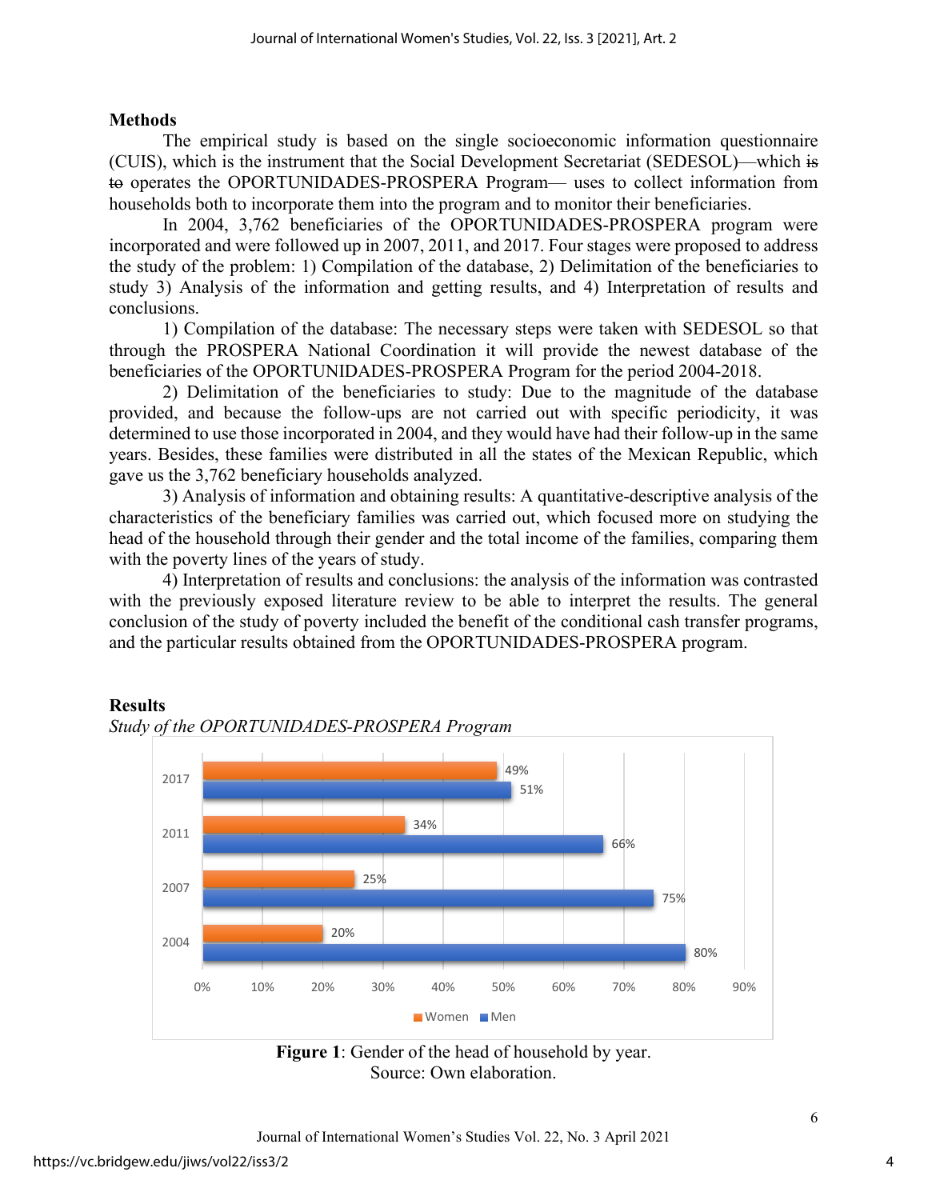## Methods

The empirical study is based on the single socioeconomic information questionnaire (CUIS), which is the instrument that the Social Development Secretariat (SEDESOL)—which ~~is to~~ operates the OPORTUNIDADES-PROSPERA Program— uses to collect information from households both to incorporate them into the program and to monitor their beneficiaries.

In 2004, 3,762 beneficiaries of the OPORTUNIDADES-PROSPERA program were incorporated and were followed up in 2007, 2011, and 2017. Four stages were proposed to address the study of the problem: 1) Compilation of the database, 2) Delimitation of the beneficiaries to study 3) Analysis of the information and getting results, and 4) Interpretation of results and conclusions.

1) Compilation of the database: The necessary steps were taken with SEDESOL so that through the PROSPERA National Coordination it will provide the newest database of the beneficiaries of the OPORTUNIDADES-PROSPERA Program for the period 2004-2018.

2) Delimitation of the beneficiaries to study: Due to the magnitude of the database provided, and because the follow-ups are not carried out with specific periodicity, it was determined to use those incorporated in 2004, and they would have had their follow-up in the same years. Besides, these families were distributed in all the states of the Mexican Republic, which gave us the 3,762 beneficiary households analyzed.

3) Analysis of information and obtaining results: A quantitative-descriptive analysis of the characteristics of the beneficiary families was carried out, which focused more on studying the head of the household through their gender and the total income of the families, comparing them with the poverty lines of the years of study.

4) Interpretation of results and conclusions: the analysis of the information was contrasted with the previously exposed literature review to be able to interpret the results. The general conclusion of the study of poverty included the benefit of the conditional cash transfer programs, and the particular results obtained from the OPORTUNIDADES-PROSPERA program.

## Results

*Study of the OPORTUNIDADES-PROSPERA Program*

| Year | Women | Men |
|---|---|---|
| 2017 | 49% | 51% |
| 2011 | 34% | 66% |
| 2007 | 25% | 75% |
| 2004 | 20% | 80% |

**Figure 1**: Gender of the head of household by year.
Source: Own elaboration.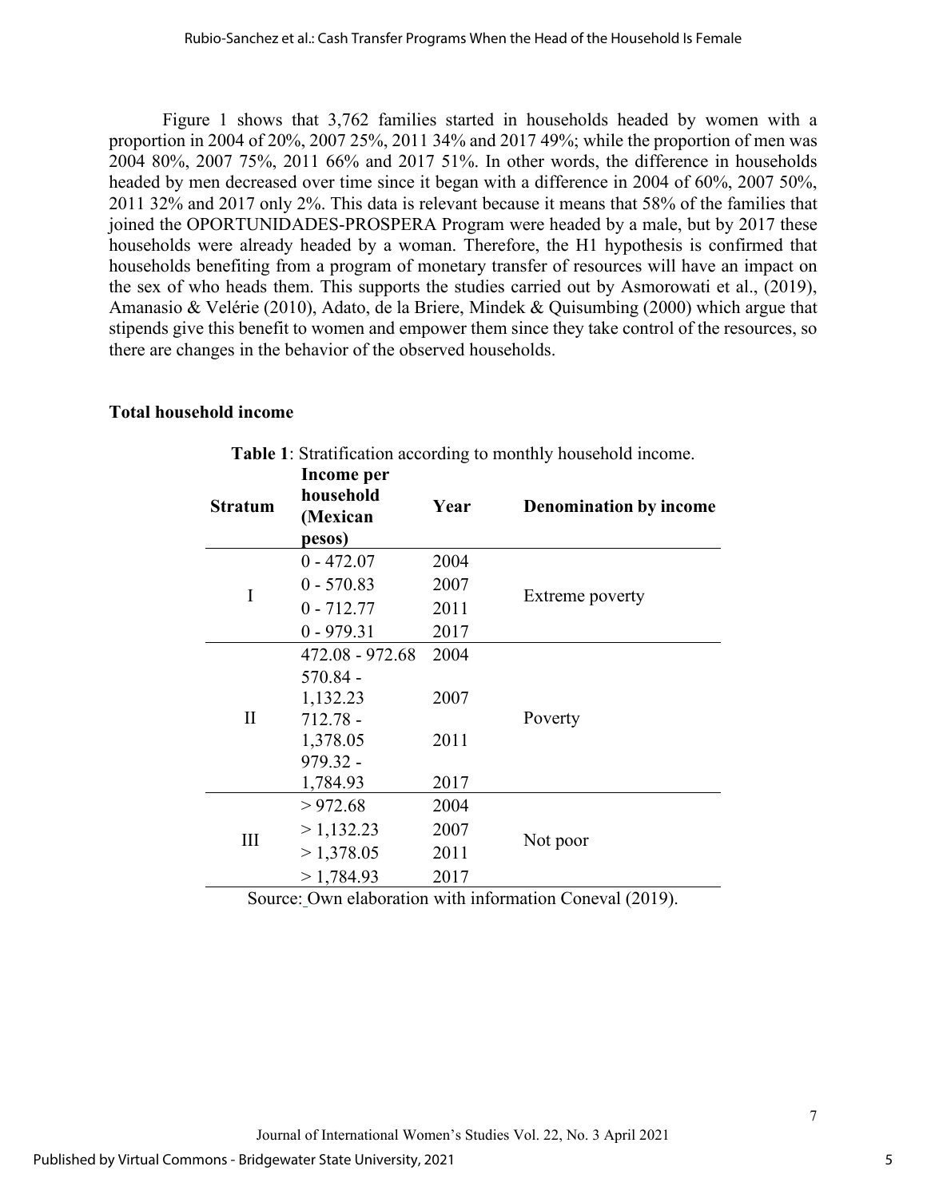Figure 1 shows that 3,762 families started in households headed by women with a proportion in 2004 of 20%, 2007 25%, 2011 34% and 2017 49%; while the proportion of men was 2004 80%, 2007 75%, 2011 66% and 2017 51%. In other words, the difference in households headed by men decreased over time since it began with a difference in 2004 of 60%, 2007 50%, 2011 32% and 2017 only 2%. This data is relevant because it means that 58% of the families that joined the OPORTUNIDADES-PROSPERA Program were headed by a male, but by 2017 these households were already headed by a woman. Therefore, the H1 hypothesis is confirmed that households benefiting from a program of monetary transfer of resources will have an impact on the sex of who heads them. This supports the studies carried out by Asmorowati et al., (2019), Amanasio & Velérie (2010), Adato, de la Briere, Mindek & Quisumbing (2000) which argue that stipends give this benefit to women and empower them since they take control of the resources, so there are changes in the behavior of the observed households.

### Total household income

**Table 1**: Stratification according to monthly household income.

| Stratum | Income per household (Mexican pesos) | Year | Denomination by income |
|---|---|---|---|
| I | 0 - 472.07 | 2004 | Extreme poverty |
| | 0 - 570.83 | 2007 | |
| | 0 - 712.77 | 2011 | |
| | 0 - 979.31 | 2017 | |
| II | 472.08 - 972.68 | 2004 | Poverty |
| | 570.84 - 1,132.23 | 2007 | |
| | 712.78 - 1,378.05 | 2011 | |
| | 979.32 - 1,784.93 | 2017 | |
| III | > 972.68 | 2004 | Not poor |
| | > 1,132.23 | 2007 | |
| | > 1,378.05 | 2011 | |
| | > 1,784.93 | 2017 | |

Source: Own elaboration with information Coneval (2019).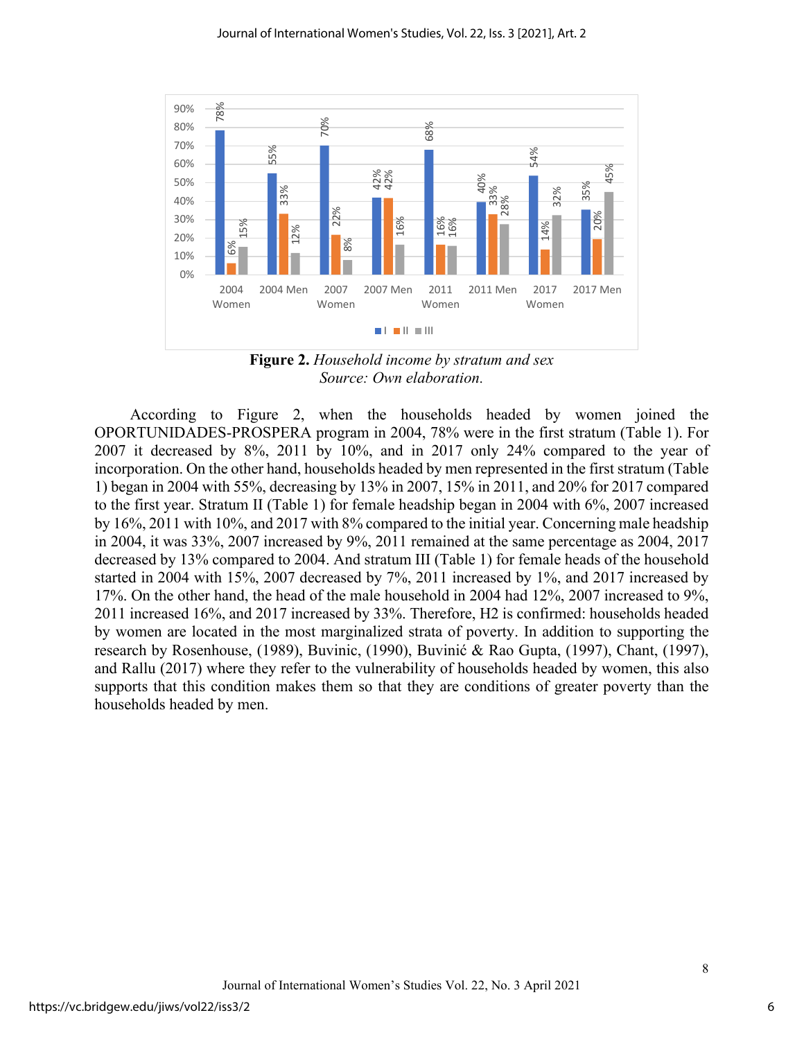**Figure 2.** *Household income by stratum and sex*
*Source: Own elaboration.*

According to Figure 2, when the households headed by women joined the OPORTUNIDADES-PROSPERA program in 2004, 78% were in the first stratum (Table 1). For 2007 it decreased by 8%, 2011 by 10%, and in 2017 only 24% compared to the year of incorporation. On the other hand, households headed by men represented in the first stratum (Table 1) began in 2004 with 55%, decreasing by 13% in 2007, 15% in 2011, and 20% for 2017 compared to the first year. Stratum II (Table 1) for female headship began in 2004 with 6%, 2007 increased by 16%, 2011 with 10%, and 2017 with 8% compared to the initial year. Concerning male headship in 2004, it was 33%, 2007 increased by 9%, 2011 remained at the same percentage as 2004, 2017 decreased by 13% compared to 2004. And stratum III (Table 1) for female heads of the household started in 2004 with 15%, 2007 decreased by 7%, 2011 increased by 1%, and 2017 increased by 17%. On the other hand, the head of the male household in 2004 had 12%, 2007 increased to 9%, 2011 increased 16%, and 2017 increased by 33%. Therefore, H2 is confirmed: households headed by women are located in the most marginalized strata of poverty. In addition to supporting the research by Rosenhouse, (1989), Buvinic, (1990), Buvinić & Rao Gupta, (1997), Chant, (1997), and Rallu (2017) where they refer to the vulnerability of households headed by women, this also supports that this condition makes them so that they are conditions of greater poverty than the households headed by men.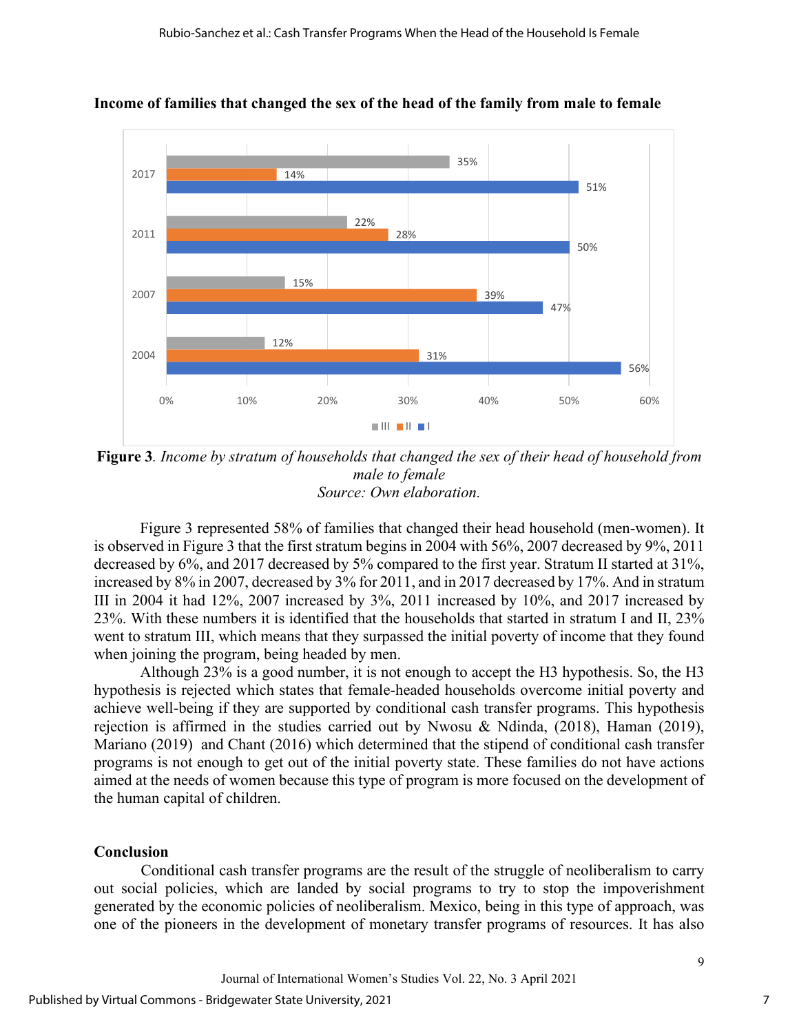**Income of families that changed the sex of the head of the family from male to female**

| Year | III | II | I |
|---|---|---|---|
| 2017 | 35% | 14% | 51% |
| 2011 | 22% | 28% | 50% |
| 2007 | 15% | 39% | 47% |
| 2004 | 12% | 31% | 56% |

**Figure 3**. *Income by stratum of households that changed the sex of their head of household from male to female*
*Source: Own elaboration.*

Figure 3 represented 58% of families that changed their head household (men-women). It is observed in Figure 3 that the first stratum begins in 2004 with 56%, 2007 decreased by 9%, 2011 decreased by 6%, and 2017 decreased by 5% compared to the first year. Stratum II started at 31%, increased by 8% in 2007, decreased by 3% for 2011, and in 2017 decreased by 17%. And in stratum III in 2004 it had 12%, 2007 increased by 3%, 2011 increased by 10%, and 2017 increased by 23%. With these numbers it is identified that the households that started in stratum I and II, 23% went to stratum III, which means that they surpassed the initial poverty of income that they found when joining the program, being headed by men.

Although 23% is a good number, it is not enough to accept the H3 hypothesis. So, the H3 hypothesis is rejected which states that female-headed households overcome initial poverty and achieve well-being if they are supported by conditional cash transfer programs. This hypothesis rejection is affirmed in the studies carried out by Nwosu & Ndinda, (2018), Haman (2019), Mariano (2019) and Chant (2016) which determined that the stipend of conditional cash transfer programs is not enough to get out of the initial poverty state. These families do not have actions aimed at the needs of women because this type of program is more focused on the development of the human capital of children.

## Conclusion

Conditional cash transfer programs are the result of the struggle of neoliberalism to carry out social policies, which are landed by social programs to try to stop the impoverishment generated by the economic policies of neoliberalism. Mexico, being in this type of approach, was one of the pioneers in the development of monetary transfer programs of resources. It has also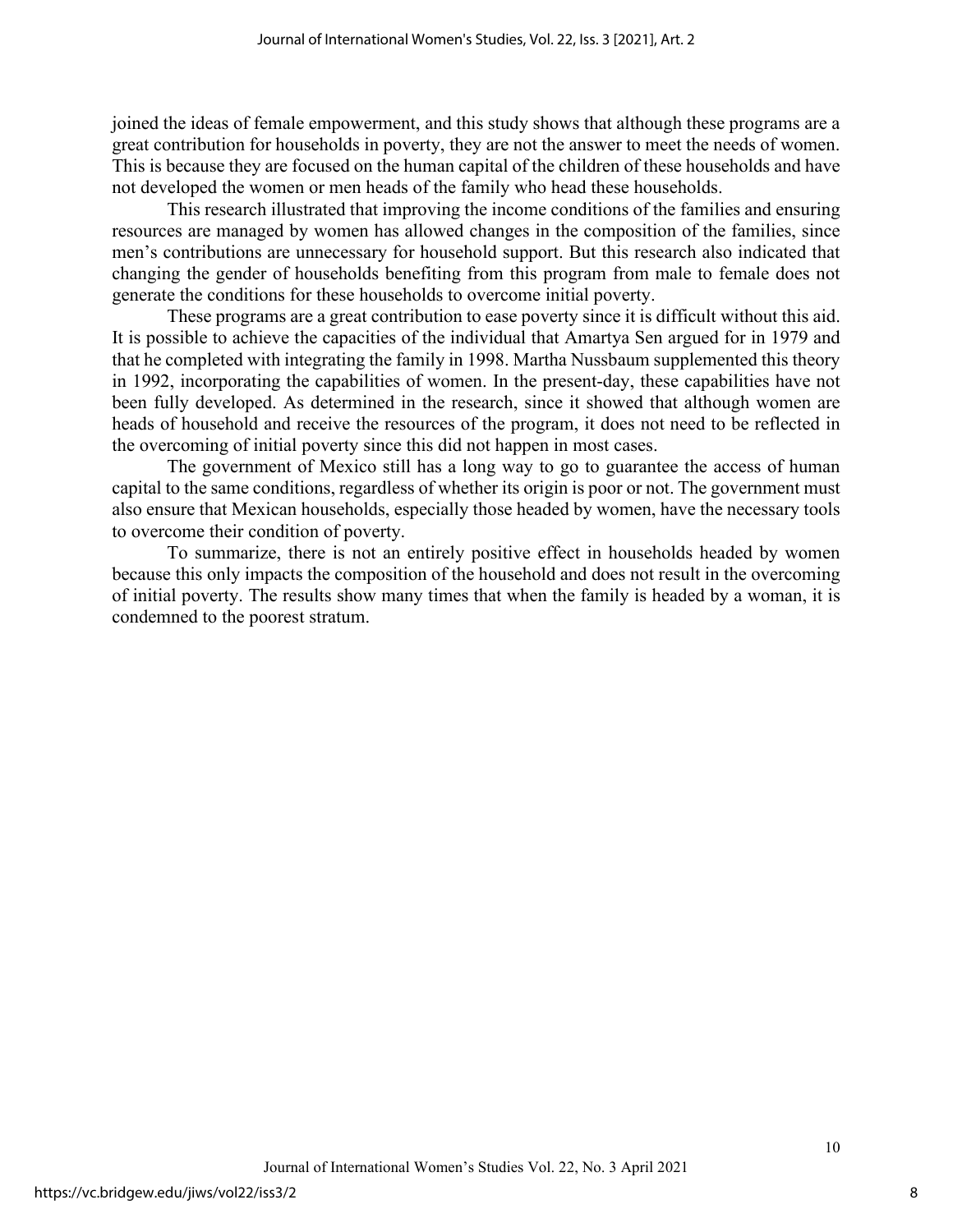joined the ideas of female empowerment, and this study shows that although these programs are a great contribution for households in poverty, they are not the answer to meet the needs of women. This is because they are focused on the human capital of the children of these households and have not developed the women or men heads of the family who head these households.

This research illustrated that improving the income conditions of the families and ensuring resources are managed by women has allowed changes in the composition of the families, since men's contributions are unnecessary for household support. But this research also indicated that changing the gender of households benefiting from this program from male to female does not generate the conditions for these households to overcome initial poverty.

These programs are a great contribution to ease poverty since it is difficult without this aid. It is possible to achieve the capacities of the individual that Amartya Sen argued for in 1979 and that he completed with integrating the family in 1998. Martha Nussbaum supplemented this theory in 1992, incorporating the capabilities of women. In the present-day, these capabilities have not been fully developed. As determined in the research, since it showed that although women are heads of household and receive the resources of the program, it does not need to be reflected in the overcoming of initial poverty since this did not happen in most cases.

The government of Mexico still has a long way to go to guarantee the access of human capital to the same conditions, regardless of whether its origin is poor or not. The government must also ensure that Mexican households, especially those headed by women, have the necessary tools to overcome their condition of poverty.

To summarize, there is not an entirely positive effect in households headed by women because this only impacts the composition of the household and does not result in the overcoming of initial poverty. The results show many times that when the family is headed by a woman, it is condemned to the poorest stratum.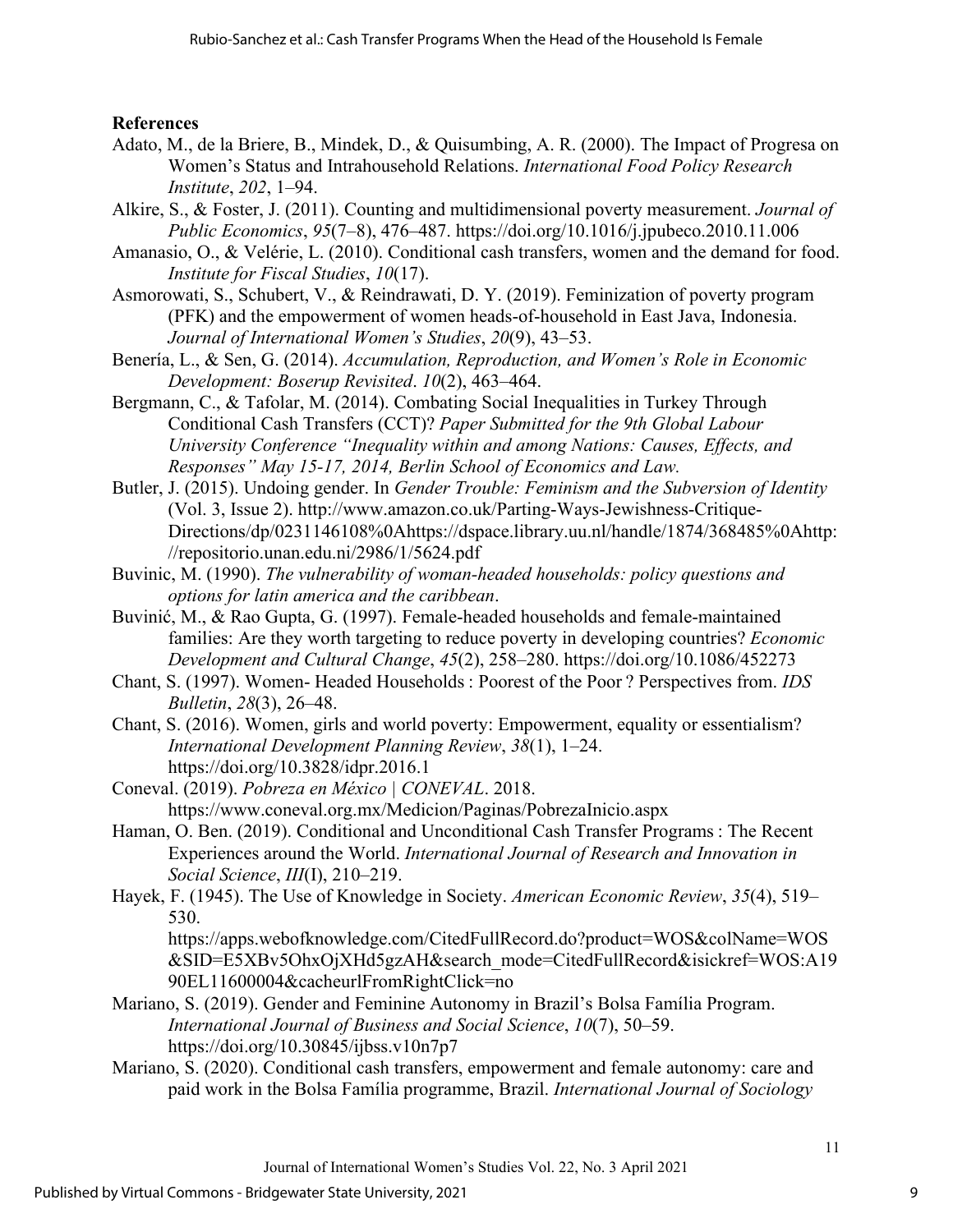**References**

Adato, M., de la Briere, B., Mindek, D., & Quisumbing, A. R. (2000). The Impact of Progresa on Women's Status and Intrahousehold Relations. *International Food Policy Research Institute*, *202*, 1–94.

Alkire, S., & Foster, J. (2011). Counting and multidimensional poverty measurement. *Journal of Public Economics*, *95*(7–8), 476–487. https://doi.org/10.1016/j.jpubeco.2010.11.006

Amanasio, O., & Velérie, L. (2010). Conditional cash transfers, women and the demand for food. *Institute for Fiscal Studies*, *10*(17).

Asmorowati, S., Schubert, V., & Reindrawati, D. Y. (2019). Feminization of poverty program (PFK) and the empowerment of women heads-of-household in East Java, Indonesia. *Journal of International Women's Studies*, *20*(9), 43–53.

Benería, L., & Sen, G. (2014). *Accumulation, Reproduction, and Women's Role in Economic Development: Boserup Revisited*. *10*(2), 463–464.

Bergmann, C., & Tafolar, M. (2014). Combating Social Inequalities in Turkey Through Conditional Cash Transfers (CCT)? *Paper Submitted for the 9th Global Labour University Conference "Inequality within and among Nations: Causes, Effects, and Responses" May 15-17, 2014, Berlin School of Economics and Law.*

Butler, J. (2015). Undoing gender. In *Gender Trouble: Feminism and the Subversion of Identity* (Vol. 3, Issue 2). http://www.amazon.co.uk/Parting-Ways-Jewishness-Critique-Directions/dp/0231146108%0Ahttps://dspace.library.uu.nl/handle/1874/368485%0Ahttp://repositorio.unan.edu.ni/2986/1/5624.pdf

Buvinic, M. (1990). *The vulnerability of woman-headed households: policy questions and options for latin america and the caribbean*.

Buvinić, M., & Rao Gupta, G. (1997). Female-headed households and female-maintained families: Are they worth targeting to reduce poverty in developing countries? *Economic Development and Cultural Change*, *45*(2), 258–280. https://doi.org/10.1086/452273

Chant, S. (1997). Women- Headed Households : Poorest of the Poor ? Perspectives from. *IDS Bulletin*, *28*(3), 26–48.

Chant, S. (2016). Women, girls and world poverty: Empowerment, equality or essentialism? *International Development Planning Review*, *38*(1), 1–24. https://doi.org/10.3828/idpr.2016.1

Coneval. (2019). *Pobreza en México | CONEVAL*. 2018. https://www.coneval.org.mx/Medicion/Paginas/PobrezaInicio.aspx

Haman, O. Ben. (2019). Conditional and Unconditional Cash Transfer Programs : The Recent Experiences around the World. *International Journal of Research and Innovation in Social Science*, *III*(I), 210–219.

Hayek, F. (1945). The Use of Knowledge in Society. *American Economic Review*, *35*(4), 519–530. https://apps.webofknowledge.com/CitedFullRecord.do?product=WOS&colName=WOS&SID=E5XBv5OhxOjXHd5gzAH&search_mode=CitedFullRecord&isickref=WOS:A1990EL11600004&cacheurlFromRightClick=no

Mariano, S. (2019). Gender and Feminine Autonomy in Brazil's Bolsa Família Program. *International Journal of Business and Social Science*, *10*(7), 50–59. https://doi.org/10.30845/ijbss.v10n7p7

Mariano, S. (2020). Conditional cash transfers, empowerment and female autonomy: care and paid work in the Bolsa Família programme, Brazil. *International Journal of Sociology*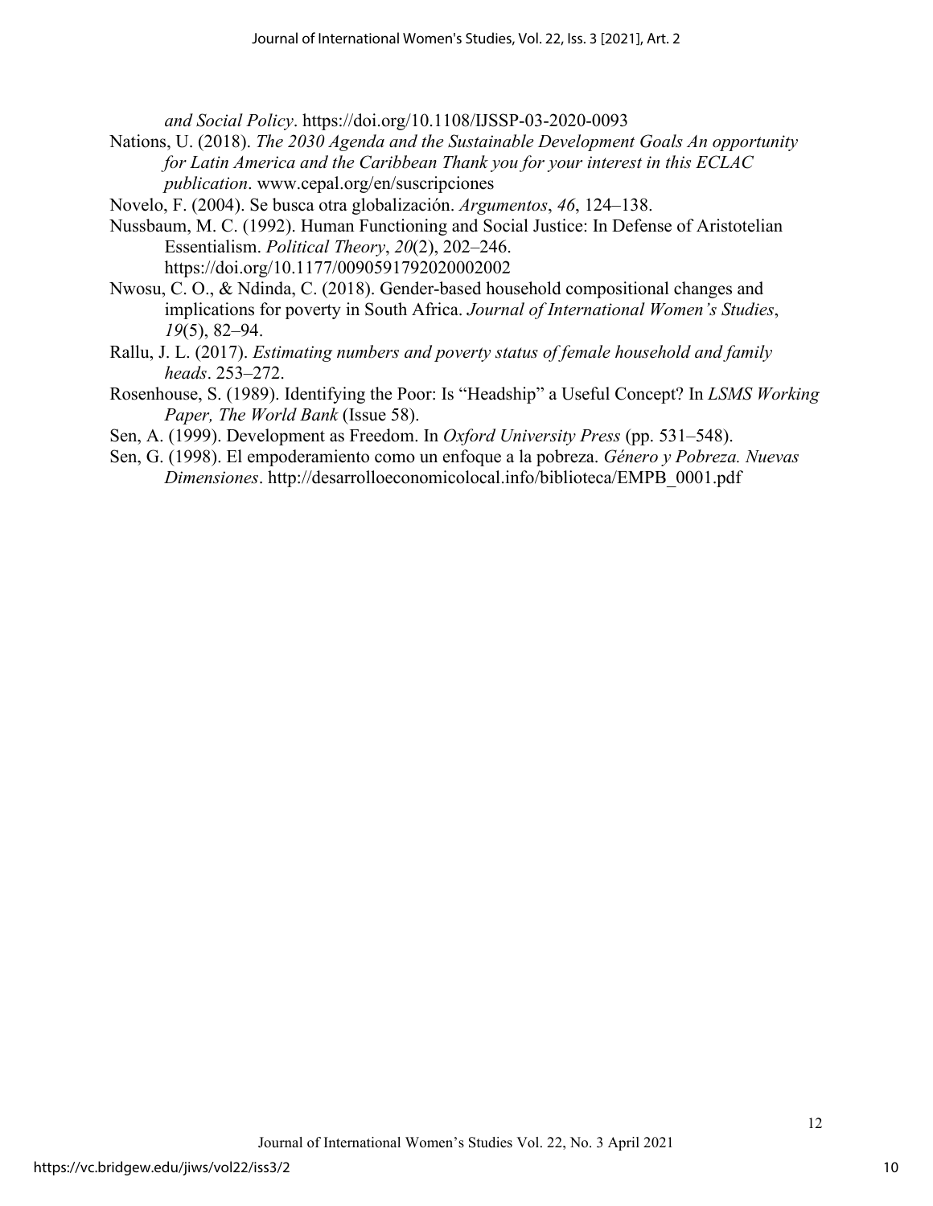*and Social Policy*. https://doi.org/10.1108/IJSSP-03-2020-0093

Nations, U. (2018). *The 2030 Agenda and the Sustainable Development Goals An opportunity for Latin America and the Caribbean Thank you for your interest in this ECLAC publication*. www.cepal.org/en/suscripciones

Novelo, F. (2004). Se busca otra globalización. *Argumentos*, *46*, 124–138.

Nussbaum, M. C. (1992). Human Functioning and Social Justice: In Defense of Aristotelian Essentialism. *Political Theory*, *20*(2), 202–246. https://doi.org/10.1177/0090591792020002002

Nwosu, C. O., & Ndinda, C. (2018). Gender-based household compositional changes and implications for poverty in South Africa. *Journal of International Women's Studies*, *19*(5), 82–94.

Rallu, J. L. (2017). *Estimating numbers and poverty status of female household and family heads*. 253–272.

Rosenhouse, S. (1989). Identifying the Poor: Is "Headship" a Useful Concept? In *LSMS Working Paper, The World Bank* (Issue 58).

Sen, A. (1999). Development as Freedom. In *Oxford University Press* (pp. 531–548).

Sen, G. (1998). El empoderamiento como un enfoque a la pobreza. *Género y Pobreza. Nuevas Dimensiones*. http://desarrolloeconomicolocal.info/biblioteca/EMPB_0001.pdf